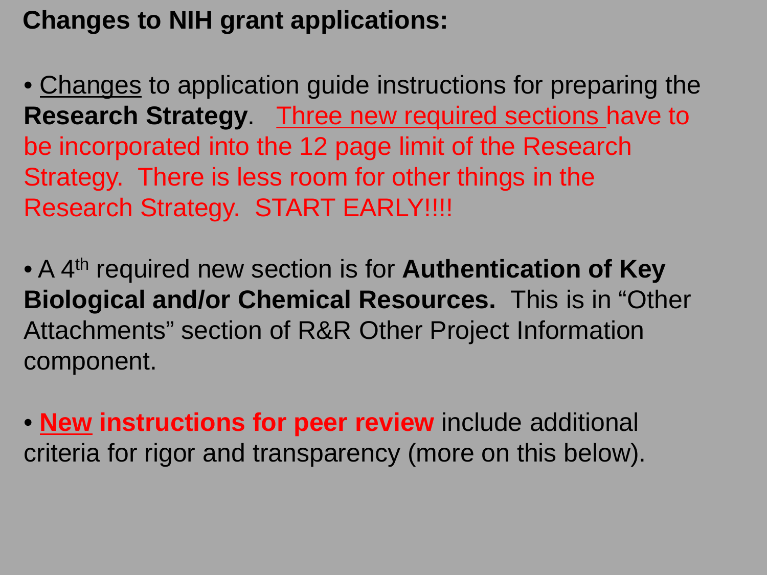**Changes to NIH grant applications:**

- Changes to application guide instructions for preparing the **Research Strategy**. Three new required sections have to be incorporated into the 12 page limit of the Research Strategy. There is less room for other things in the Research Strategy. START EARLY!!!!

- A 4th required new section is for **Authentication of Key Biological and/or Chemical Resources.** This is in "Other Attachments" section of R&R Other Project Information component.

- **New instructions for peer review** include additional criteria for rigor and transparency (more on this below).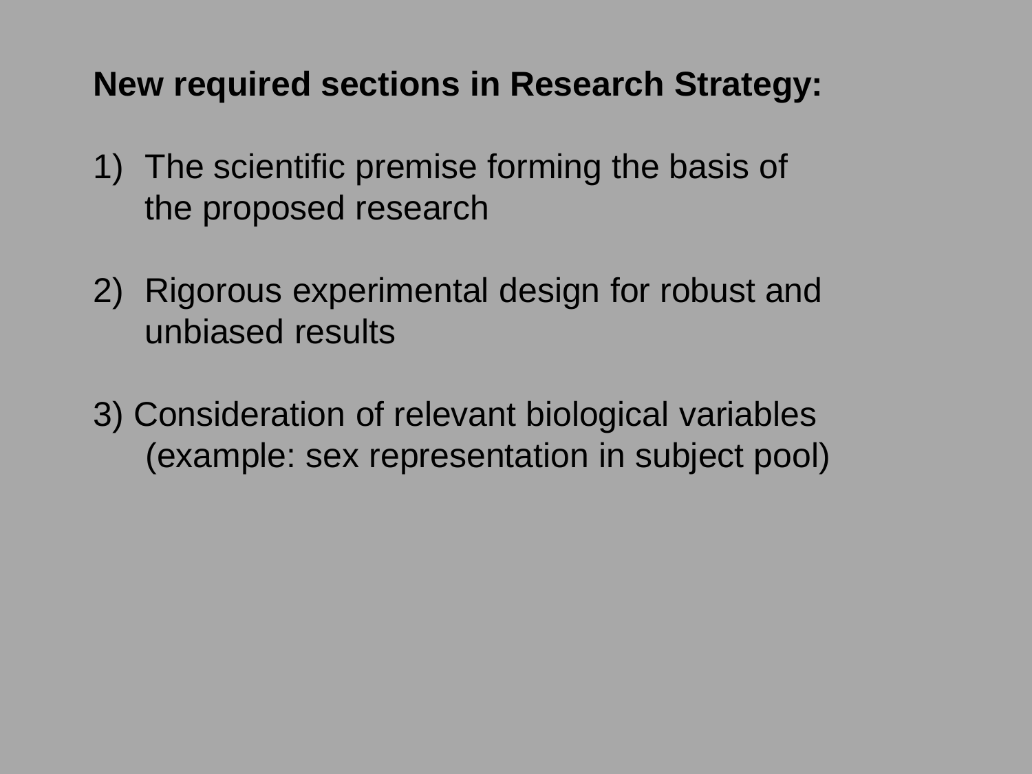**New required sections in Research Strategy:**

1) The scientific premise forming the basis of the proposed research

2) Rigorous experimental design for robust and unbiased results

3) Consideration of relevant biological variables (example: sex representation in subject pool)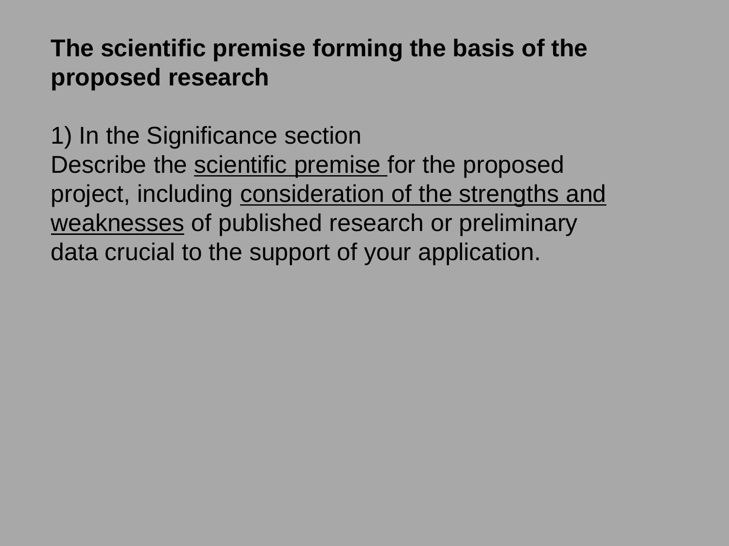**The scientific premise forming the basis of the proposed research**

1) In the Significance section
Describe the <u>scientific premise</u> for the proposed project, including <u>consideration of the strengths and weaknesses</u> of published research or preliminary data crucial to the support of your application.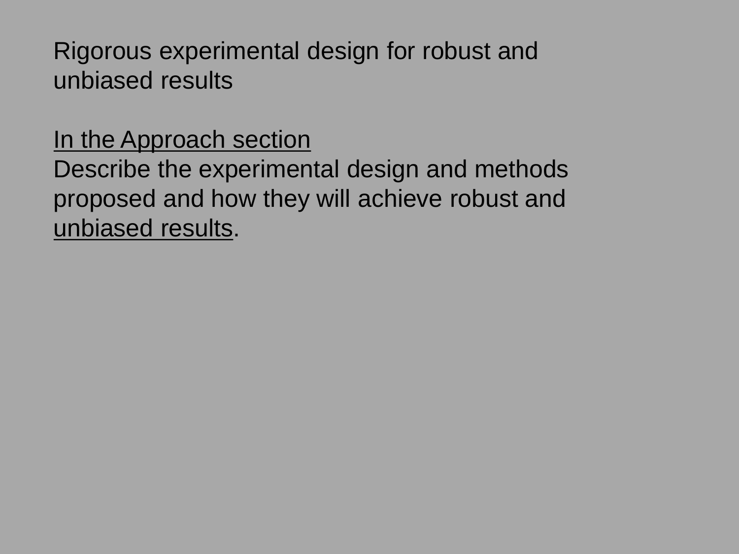# Rigorous experimental design for robust and unbiased results

<u>In the Approach section</u>

Describe the experimental design and methods proposed and how they will achieve robust and <u>unbiased results</u>.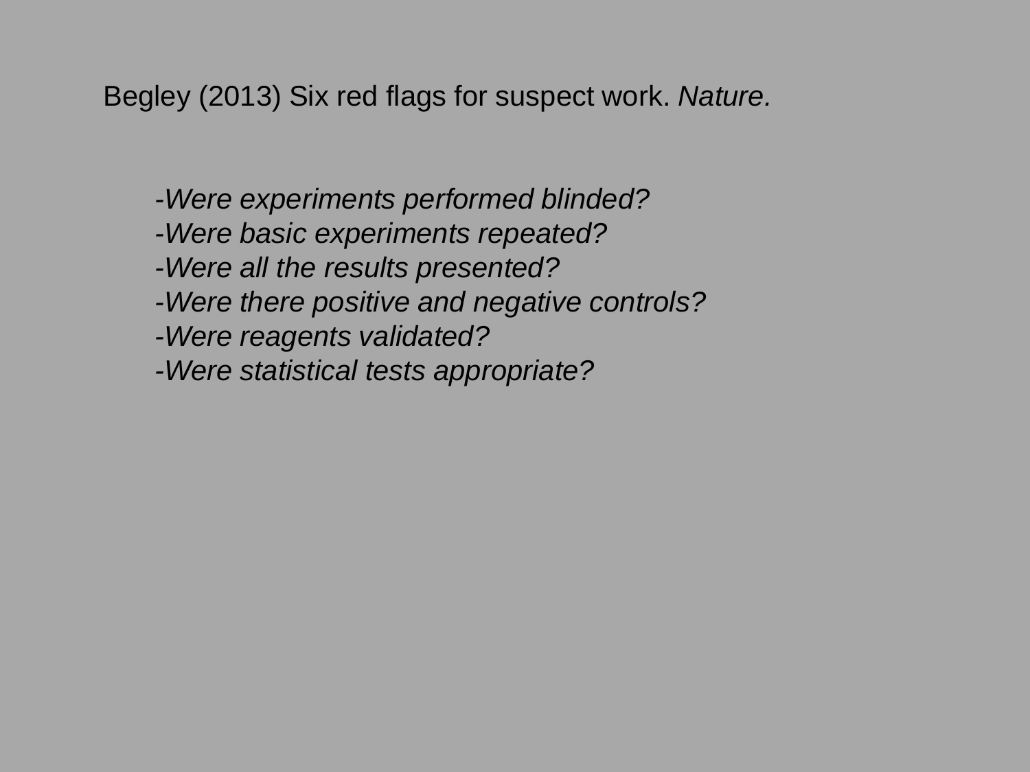Begley (2013) Six red flags for suspect work. *Nature.*

- *Were experiments performed blinded?*
- *Were basic experiments repeated?*
- *Were all the results presented?*
- *Were there positive and negative controls?*
- *Were reagents validated?*
- *Were statistical tests appropriate?*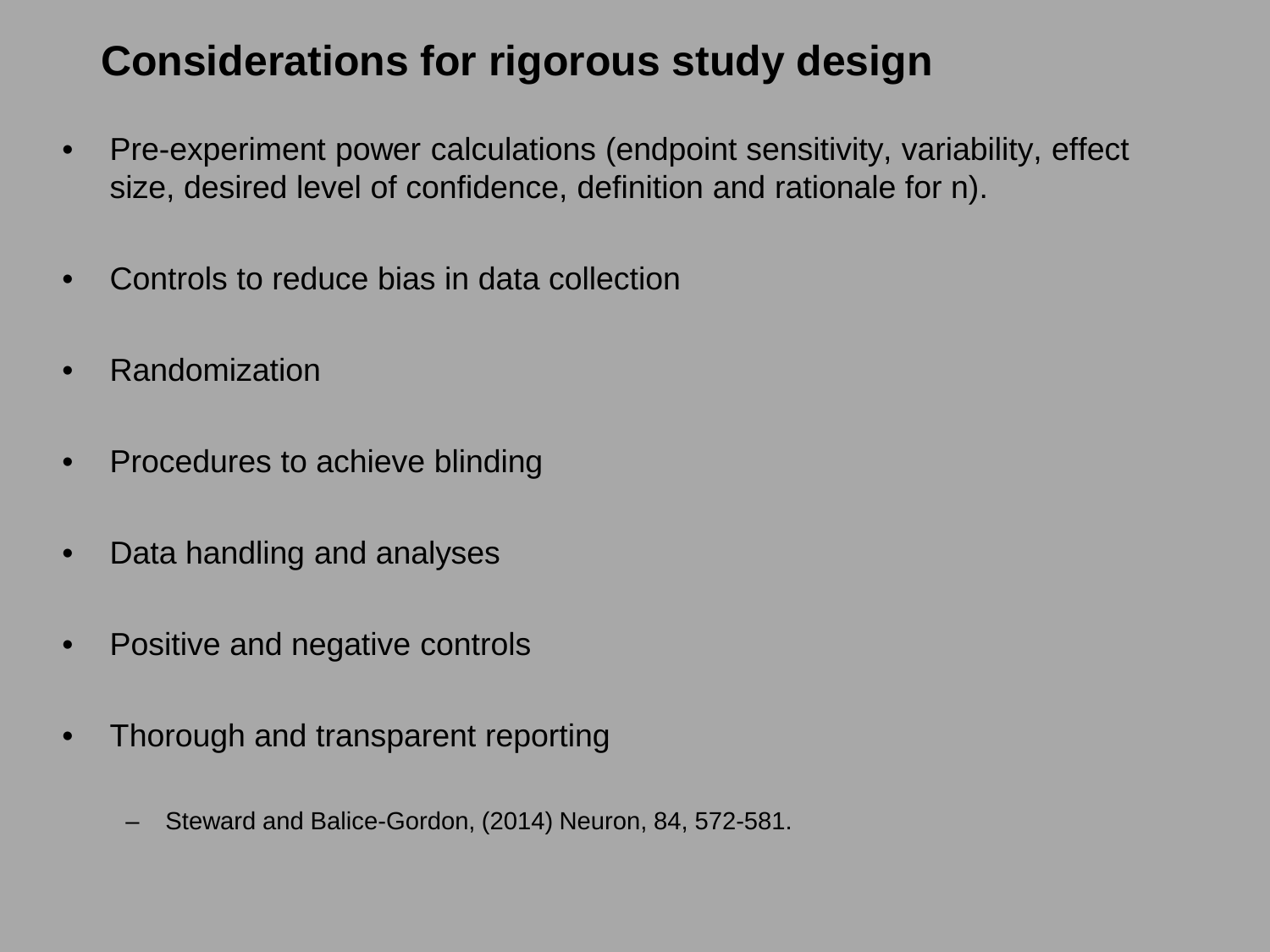# Considerations for rigorous study design

- Pre-experiment power calculations (endpoint sensitivity, variability, effect size, desired level of confidence, definition and rationale for n).
- Controls to reduce bias in data collection
- Randomization
- Procedures to achieve blinding
- Data handling and analyses
- Positive and negative controls
- Thorough and transparent reporting
  - Steward and Balice-Gordon, (2014) Neuron, 84, 572-581.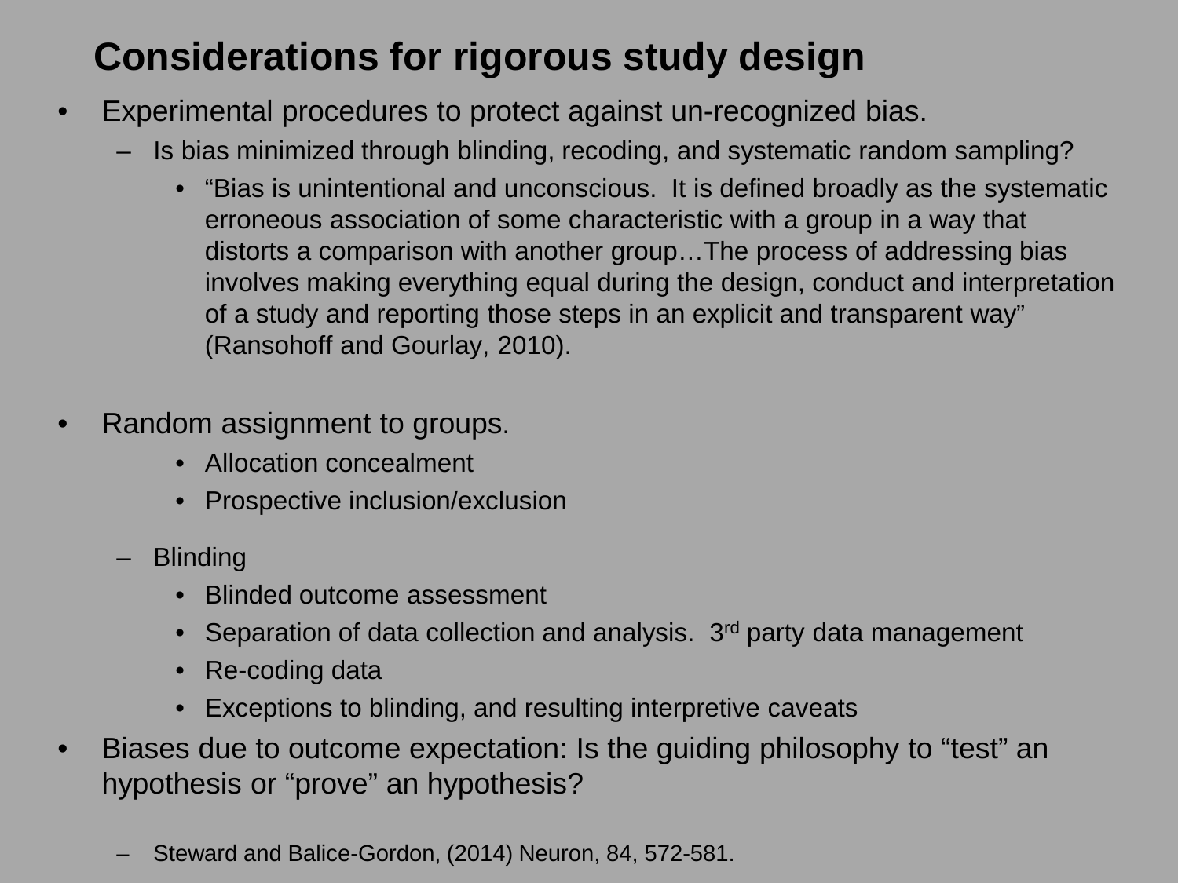# Considerations for rigorous study design

- Experimental procedures to protect against un-recognized bias.
  - Is bias minimized through blinding, recoding, and systematic random sampling?
    - "Bias is unintentional and unconscious. It is defined broadly as the systematic erroneous association of some characteristic with a group in a way that distorts a comparison with another group…The process of addressing bias involves making everything equal during the design, conduct and interpretation of a study and reporting those steps in an explicit and transparent way" (Ransohoff and Gourlay, 2010).
- Random assignment to groups.
    - Allocation concealment
    - Prospective inclusion/exclusion
  - Blinding
    - Blinded outcome assessment
    - Separation of data collection and analysis. 3rd party data management
    - Re-coding data
    - Exceptions to blinding, and resulting interpretive caveats
- Biases due to outcome expectation: Is the guiding philosophy to "test" an hypothesis or "prove" an hypothesis?
  - Steward and Balice-Gordon, (2014) Neuron, 84, 572-581.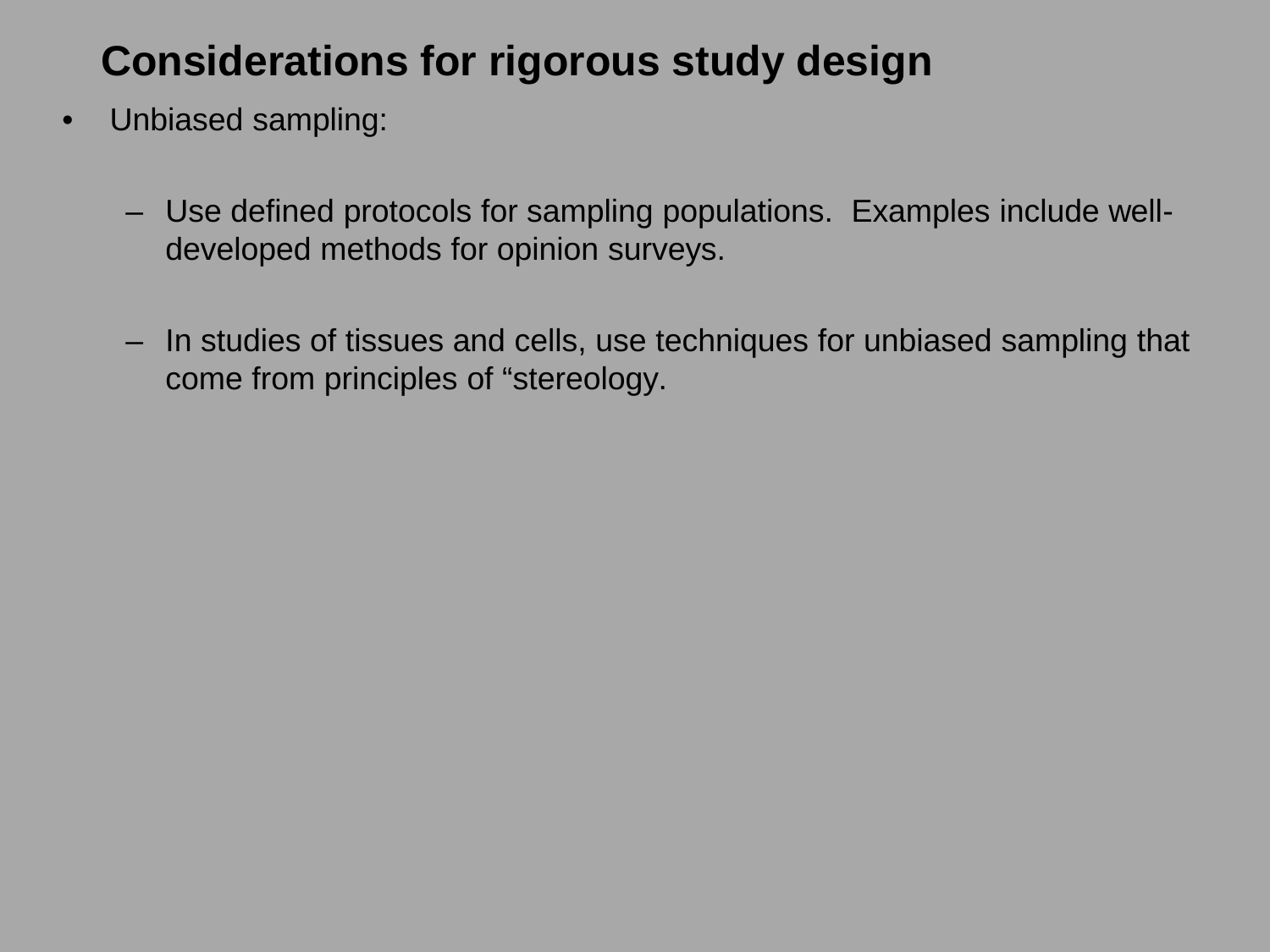# Considerations for rigorous study design

- Unbiased sampling:
  - Use defined protocols for sampling populations. Examples include well-developed methods for opinion surveys.
  - In studies of tissues and cells, use techniques for unbiased sampling that come from principles of “stereology.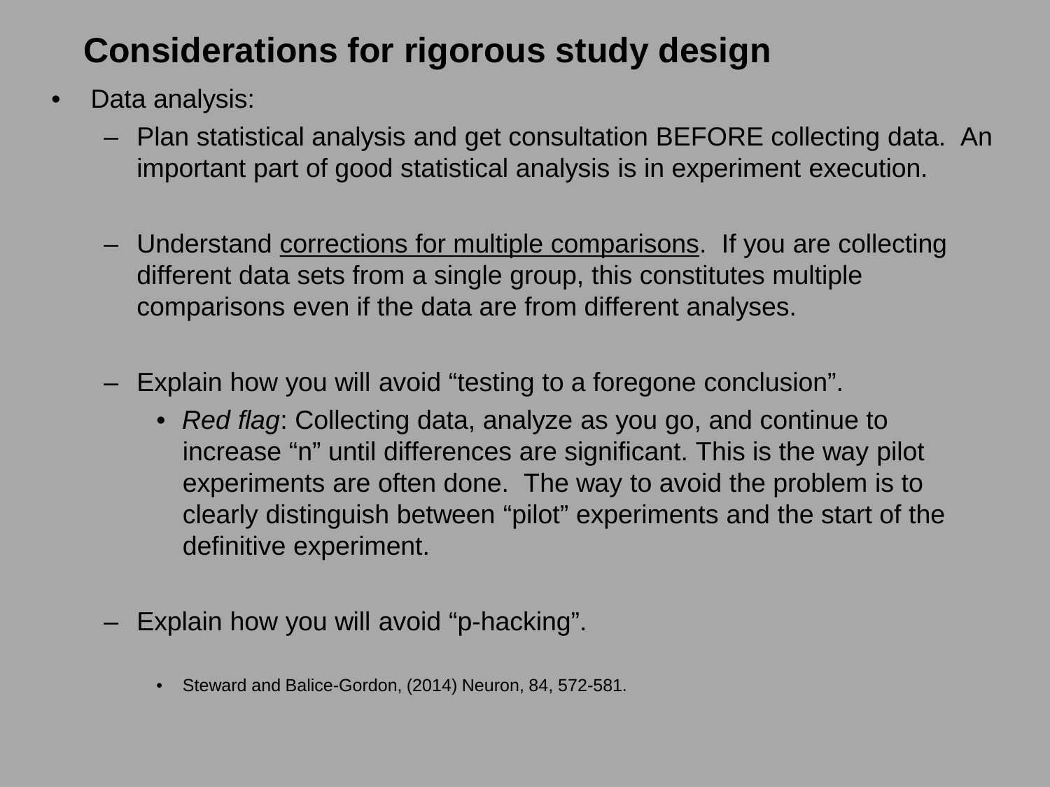# Considerations for rigorous study design

- Data analysis:
  - Plan statistical analysis and get consultation BEFORE collecting data. An important part of good statistical analysis is in experiment execution.
  - Understand <u>corrections for multiple comparisons</u>. If you are collecting different data sets from a single group, this constitutes multiple comparisons even if the data are from different analyses.
  - Explain how you will avoid "testing to a foregone conclusion".
    - *Red flag*: Collecting data, analyze as you go, and continue to increase "n" until differences are significant. This is the way pilot experiments are often done. The way to avoid the problem is to clearly distinguish between "pilot" experiments and the start of the definitive experiment.
  - Explain how you will avoid "p-hacking".
    - Steward and Balice-Gordon, (2014) Neuron, 84, 572-581.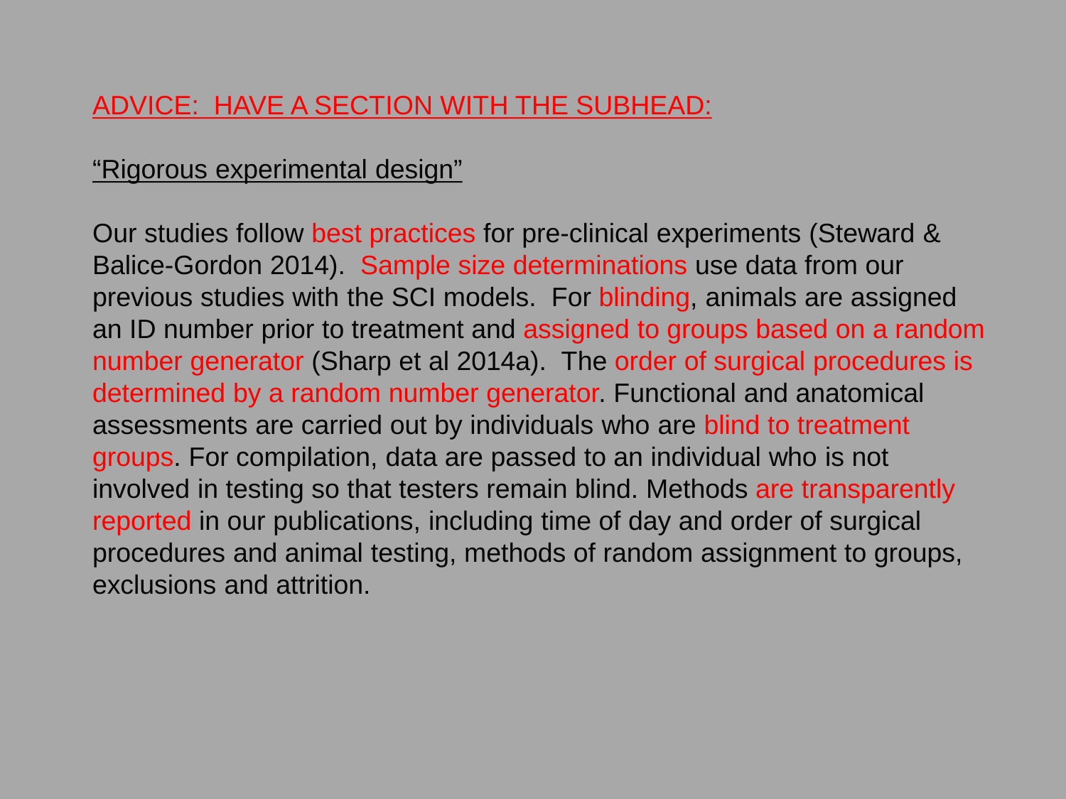ADVICE: HAVE A SECTION WITH THE SUBHEAD:

"Rigorous experimental design"

Our studies follow best practices for pre-clinical experiments (Steward & Balice-Gordon 2014). Sample size determinations use data from our previous studies with the SCI models. For blinding, animals are assigned an ID number prior to treatment and assigned to groups based on a random number generator (Sharp et al 2014a). The order of surgical procedures is determined by a random number generator. Functional and anatomical assessments are carried out by individuals who are blind to treatment groups. For compilation, data are passed to an individual who is not involved in testing so that testers remain blind. Methods are transparently reported in our publications, including time of day and order of surgical procedures and animal testing, methods of random assignment to groups, exclusions and attrition.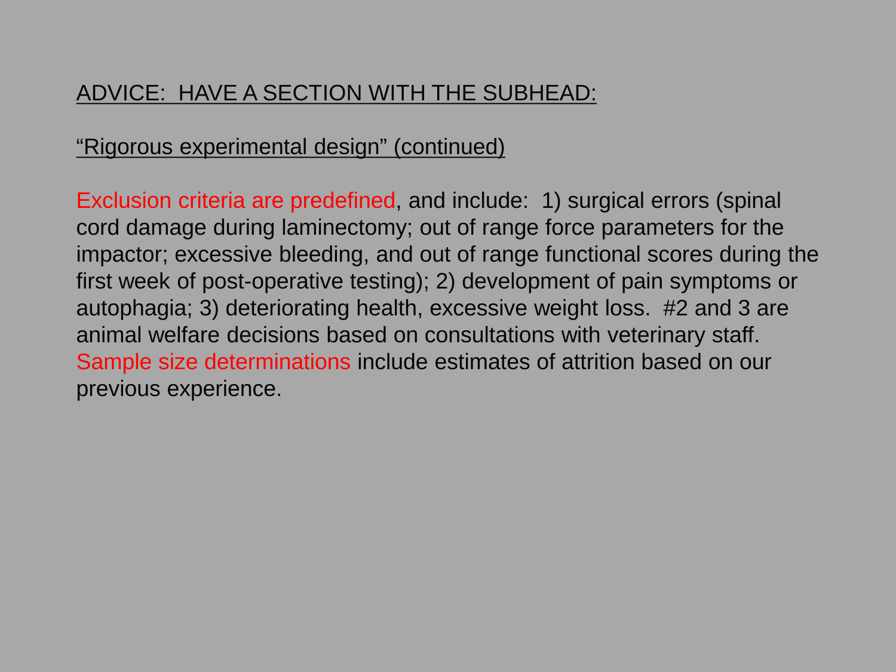ADVICE:  HAVE A SECTION WITH THE SUBHEAD:

"Rigorous experimental design" (continued)

Exclusion criteria are predefined, and include:  1) surgical errors (spinal cord damage during laminectomy; out of range force parameters for the impactor; excessive bleeding, and out of range functional scores during the first week of post-operative testing); 2) development of pain symptoms or autophagia; 3) deteriorating health, excessive weight loss.  #2 and 3 are animal welfare decisions based on consultations with veterinary staff.  Sample size determinations include estimates of attrition based on our previous experience.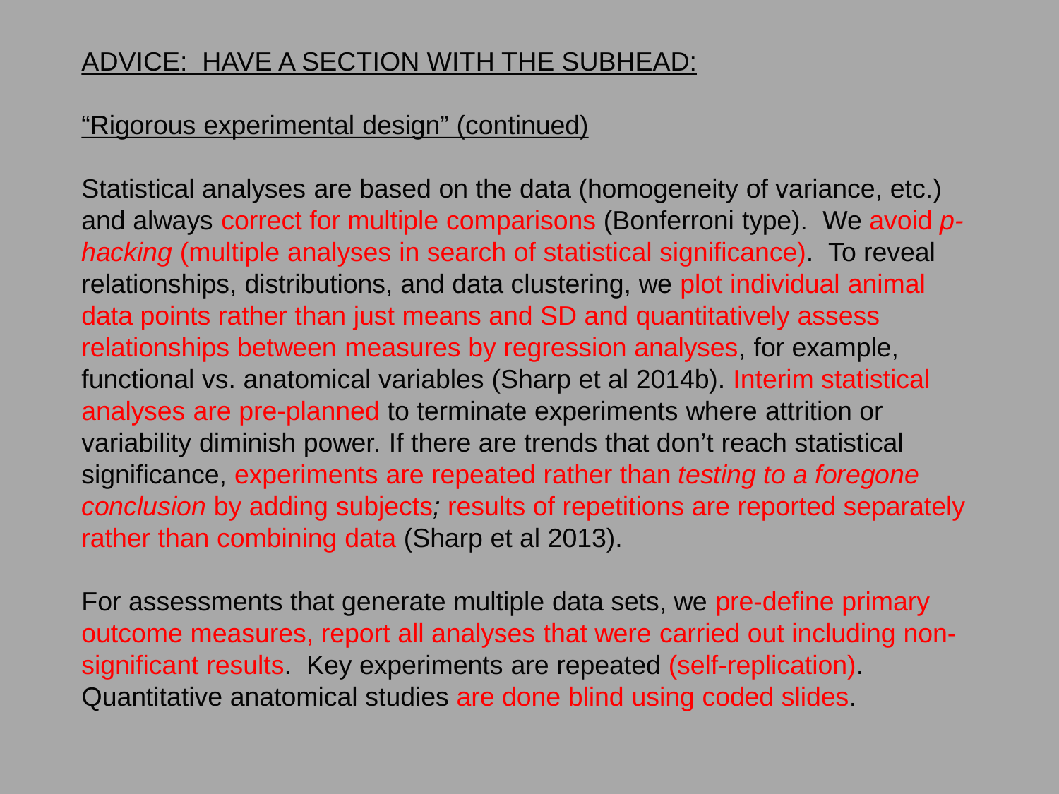## ADVICE: HAVE A SECTION WITH THE SUBHEAD:

### "Rigorous experimental design" (continued)

Statistical analyses are based on the data (homogeneity of variance, etc.) and always correct for multiple comparisons (Bonferroni type). We avoid *p-hacking* (multiple analyses in search of statistical significance). To reveal relationships, distributions, and data clustering, we plot individual animal data points rather than just means and SD and quantitatively assess relationships between measures by regression analyses, for example, functional vs. anatomical variables (Sharp et al 2014b). Interim statistical analyses are pre-planned to terminate experiments where attrition or variability diminish power. If there are trends that don't reach statistical significance, experiments are repeated rather than *testing to a foregone conclusion* by adding subjects; results of repetitions are reported separately rather than combining data (Sharp et al 2013).

For assessments that generate multiple data sets, we pre-define primary outcome measures, report all analyses that were carried out including non-significant results. Key experiments are repeated (self-replication). Quantitative anatomical studies are done blind using coded slides.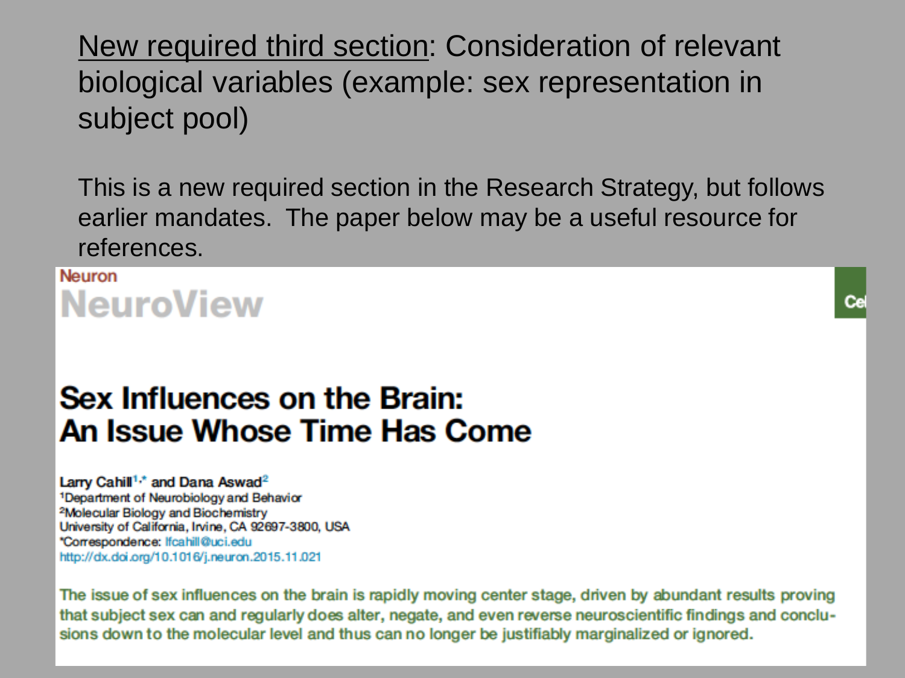<u>New required third section</u>: Consideration of relevant biological variables (example: sex representation in subject pool)

This is a new required section in the Research Strategy, but follows earlier mandates. The paper below may be a useful resource for references.

Neuron

**NeuroView**

# Sex Influences on the Brain: An Issue Whose Time Has Come

**Larry Cahill**[1,*] **and Dana Aswad**[2]

[1]Department of Neurobiology and Behavior
[2]Molecular Biology and Biochemistry
University of California, Irvine, CA 92697-3800, USA
*Correspondence: lfcahill@uci.edu
http://dx.doi.org/10.1016/j.neuron.2015.11.021

The issue of sex influences on the brain is rapidly moving center stage, driven by abundant results proving that subject sex can and regularly does alter, negate, and even reverse neuroscientific findings and conclusions down to the molecular level and thus can no longer be justifiably marginalized or ignored.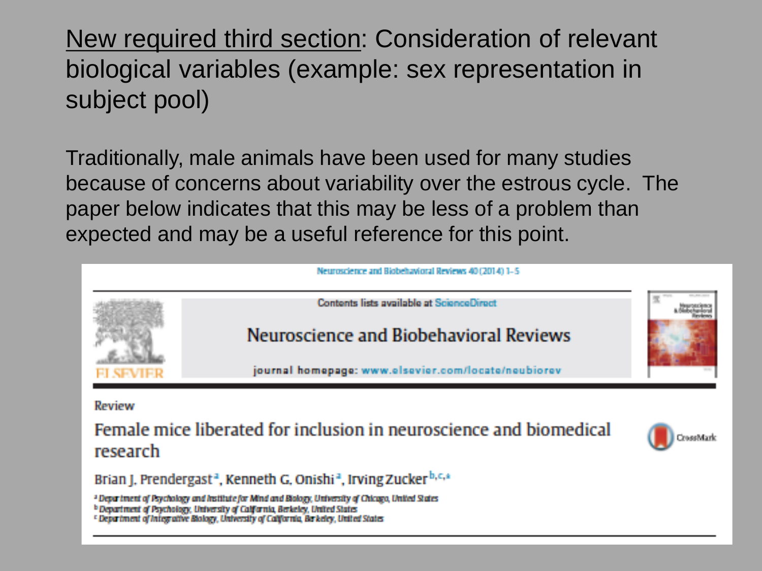New required third section: Consideration of relevant biological variables (example: sex representation in subject pool)

Traditionally, male animals have been used for many studies because of concerns about variability over the estrous cycle. The paper below indicates that this may be less of a problem than expected and may be a useful reference for this point.

Neuroscience and Biobehavioral Reviews 40 (2014) 1–5

Contents lists available at ScienceDirect

Neuroscience and Biobehavioral Reviews

journal homepage: www.elsevier.com/locate/neubiorev

Review

## Female mice liberated for inclusion in neuroscience and biomedical research

Brian J. Prendergast[a], Kenneth G. Onishi[a], Irving Zucker[b,c,*]

[a] Department of Psychology and Institute for Mind and Biology, University of Chicago, United States
[b] Department of Psychology, University of California, Berkeley, United States
[c] Department of Integrative Biology, University of California, Berkeley, United States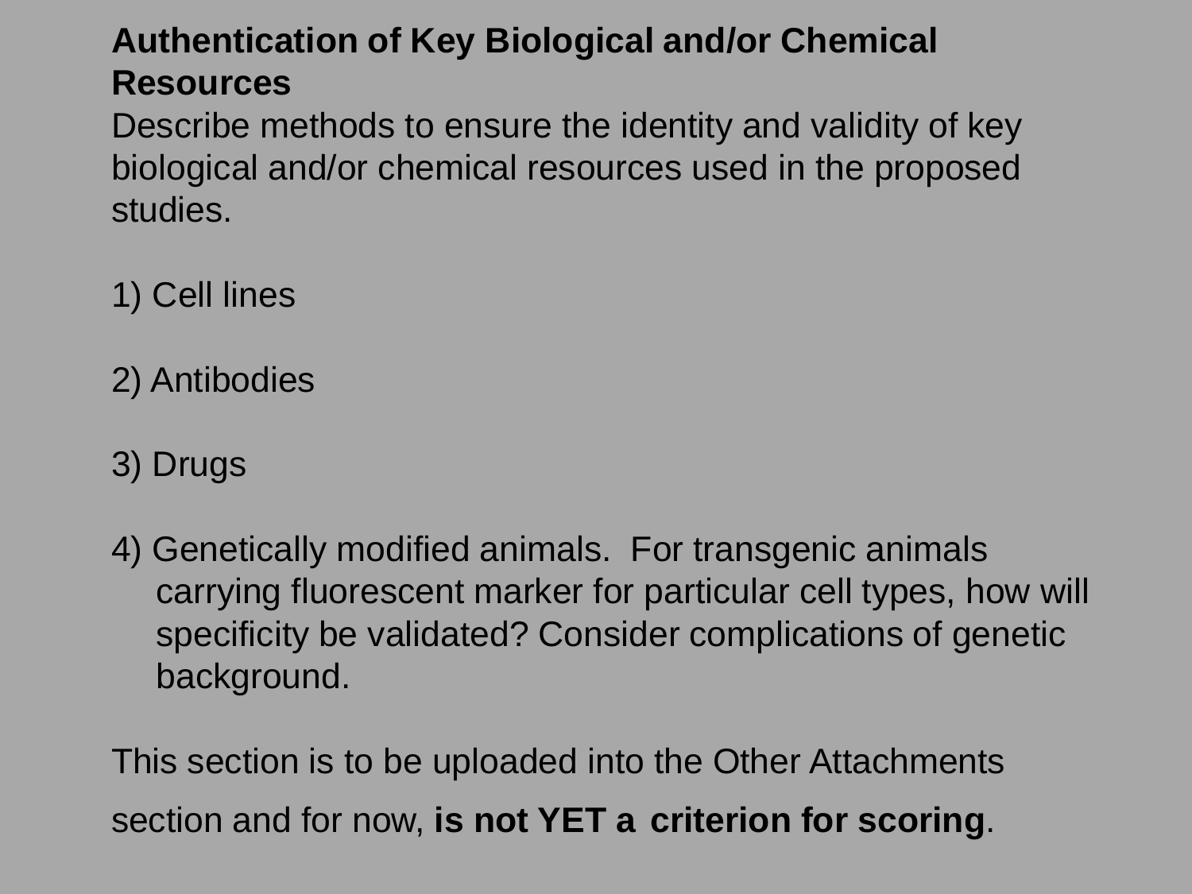**Authentication of Key Biological and/or Chemical Resources**

Describe methods to ensure the identity and validity of key biological and/or chemical resources used in the proposed studies.

1) Cell lines

2) Antibodies

3) Drugs

4) Genetically modified animals. For transgenic animals carrying fluorescent marker for particular cell types, how will specificity be validated? Consider complications of genetic background.

This section is to be uploaded into the Other Attachments section and for now, **is not YET a criterion for scoring**.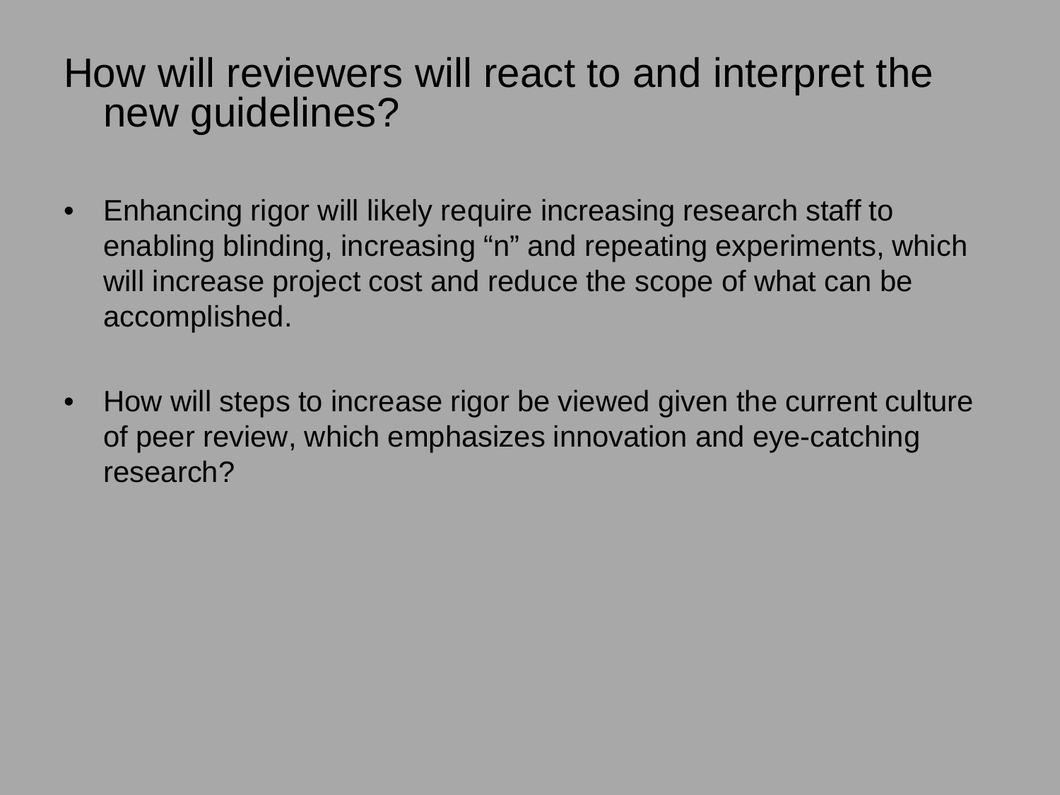# How will reviewers will react to and interpret the new guidelines?

- Enhancing rigor will likely require increasing research staff to enabling blinding, increasing "n" and repeating experiments, which will increase project cost and reduce the scope of what can be accomplished.
- How will steps to increase rigor be viewed given the current culture of peer review, which emphasizes innovation and eye-catching research?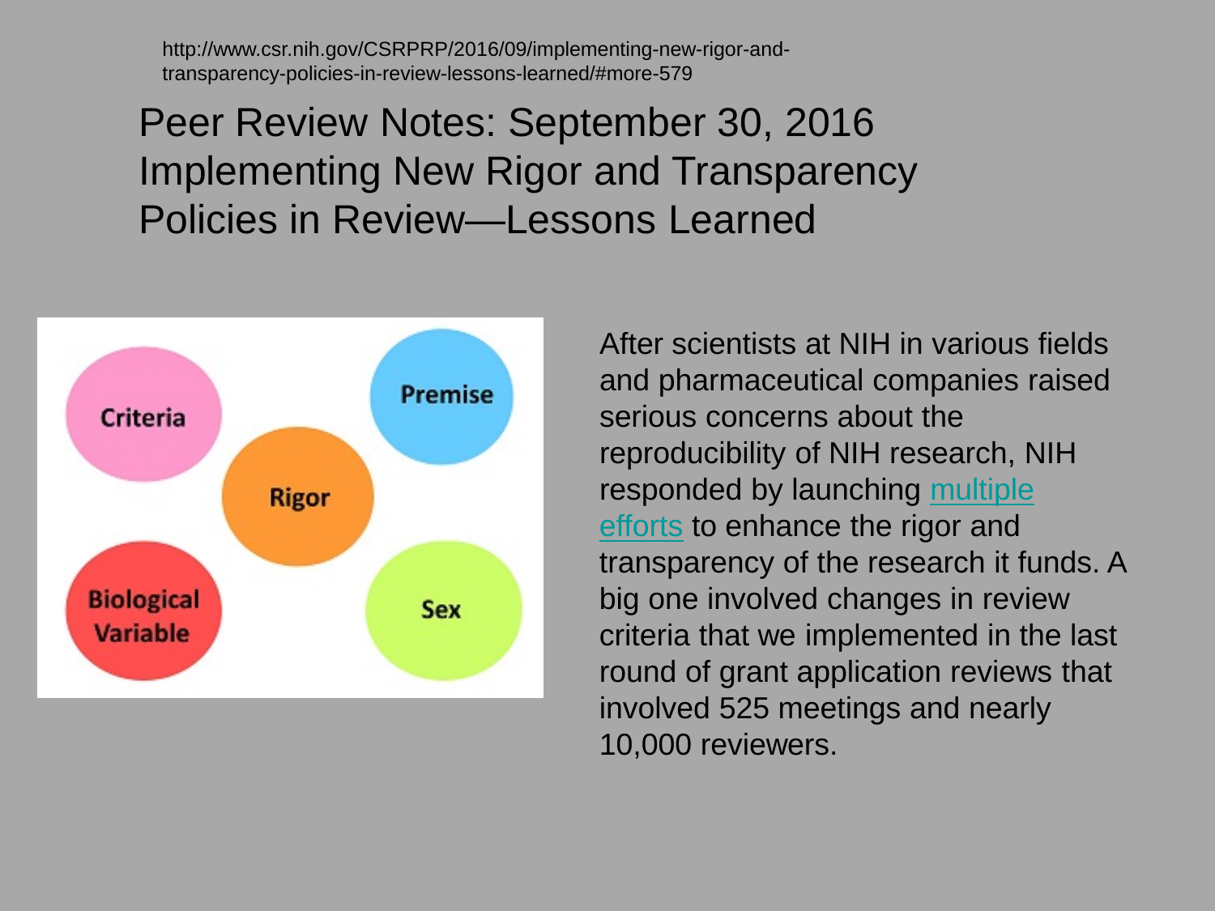http://www.csr.nih.gov/CSRPRP/2016/09/implementing-new-rigor-and-transparency-policies-in-review-lessons-learned/#more-579

# Peer Review Notes: September 30, 2016 Implementing New Rigor and Transparency Policies in Review—Lessons Learned

Criteria

Premise

Rigor

Biological Variable

Sex

After scientists at NIH in various fields and pharmaceutical companies raised serious concerns about the reproducibility of NIH research, NIH responded by launching multiple efforts to enhance the rigor and transparency of the research it funds. A big one involved changes in review criteria that we implemented in the last round of grant application reviews that involved 525 meetings and nearly 10,000 reviewers.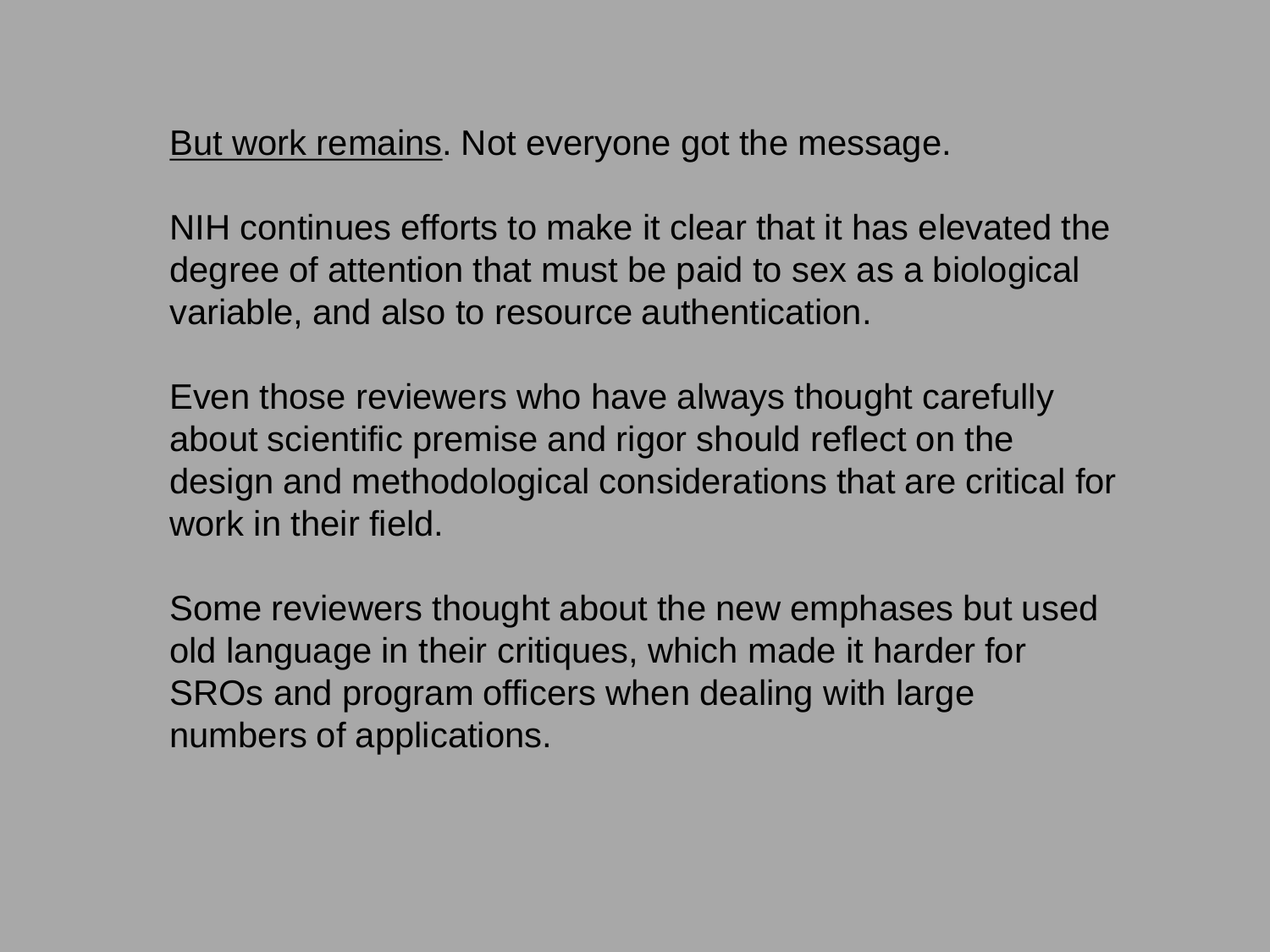<u>But work remains</u>. Not everyone got the message.

NIH continues efforts to make it clear that it has elevated the degree of attention that must be paid to sex as a biological variable, and also to resource authentication.

Even those reviewers who have always thought carefully about scientific premise and rigor should reflect on the design and methodological considerations that are critical for work in their field.

Some reviewers thought about the new emphases but used old language in their critiques, which made it harder for SROs and program officers when dealing with large numbers of applications.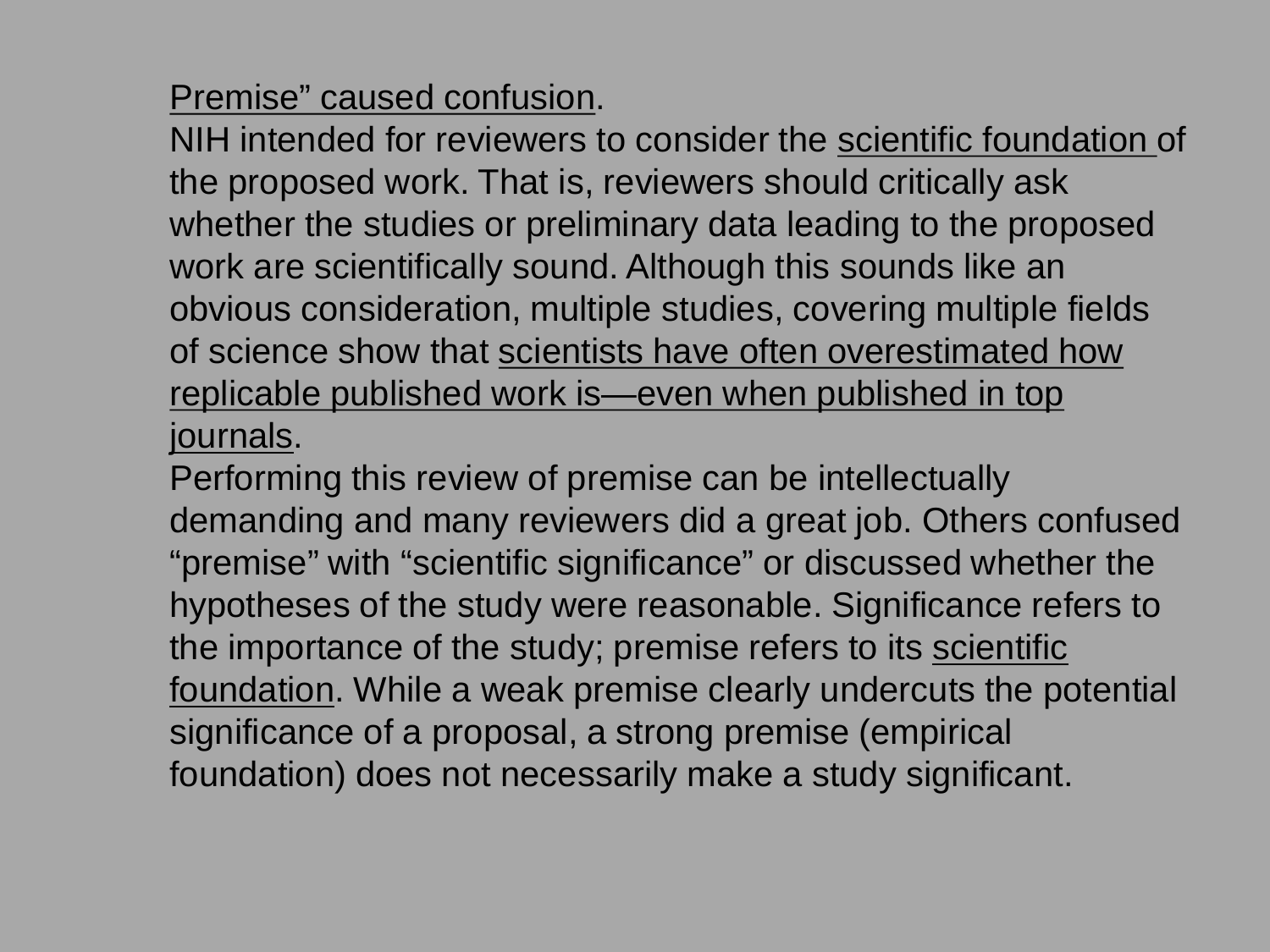Premise" caused confusion.

NIH intended for reviewers to consider the scientific foundation of the proposed work. That is, reviewers should critically ask whether the studies or preliminary data leading to the proposed work are scientifically sound. Although this sounds like an obvious consideration, multiple studies, covering multiple fields of science show that scientists have often overestimated how replicable published work is—even when published in top journals.

Performing this review of premise can be intellectually demanding and many reviewers did a great job. Others confused "premise" with "scientific significance" or discussed whether the hypotheses of the study were reasonable. Significance refers to the importance of the study; premise refers to its scientific foundation. While a weak premise clearly undercuts the potential significance of a proposal, a strong premise (empirical foundation) does not necessarily make a study significant.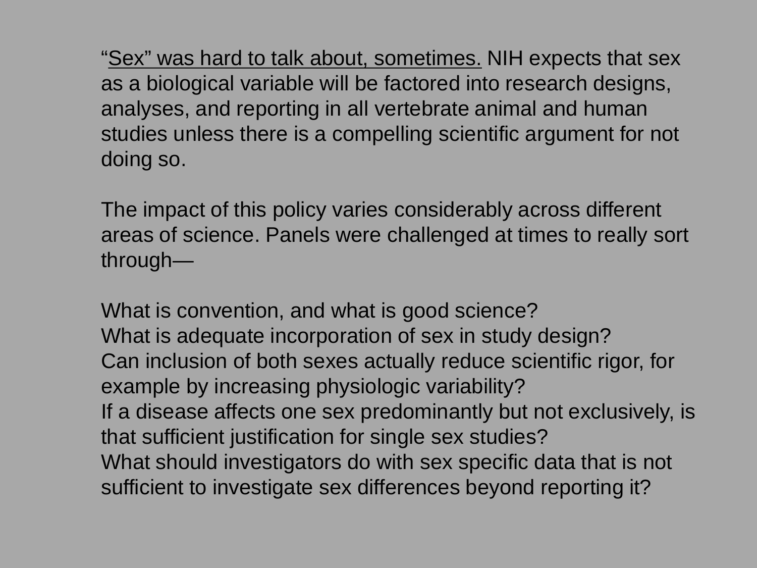“<u>Sex” was hard to talk about, sometimes.</u> NIH expects that sex as a biological variable will be factored into research designs, analyses, and reporting in all vertebrate animal and human studies unless there is a compelling scientific argument for not doing so.

The impact of this policy varies considerably across different areas of science. Panels were challenged at times to really sort through—

What is convention, and what is good science?
What is adequate incorporation of sex in study design?
Can inclusion of both sexes actually reduce scientific rigor, for example by increasing physiologic variability?
If a disease affects one sex predominantly but not exclusively, is that sufficient justification for single sex studies?
What should investigators do with sex specific data that is not sufficient to investigate sex differences beyond reporting it?